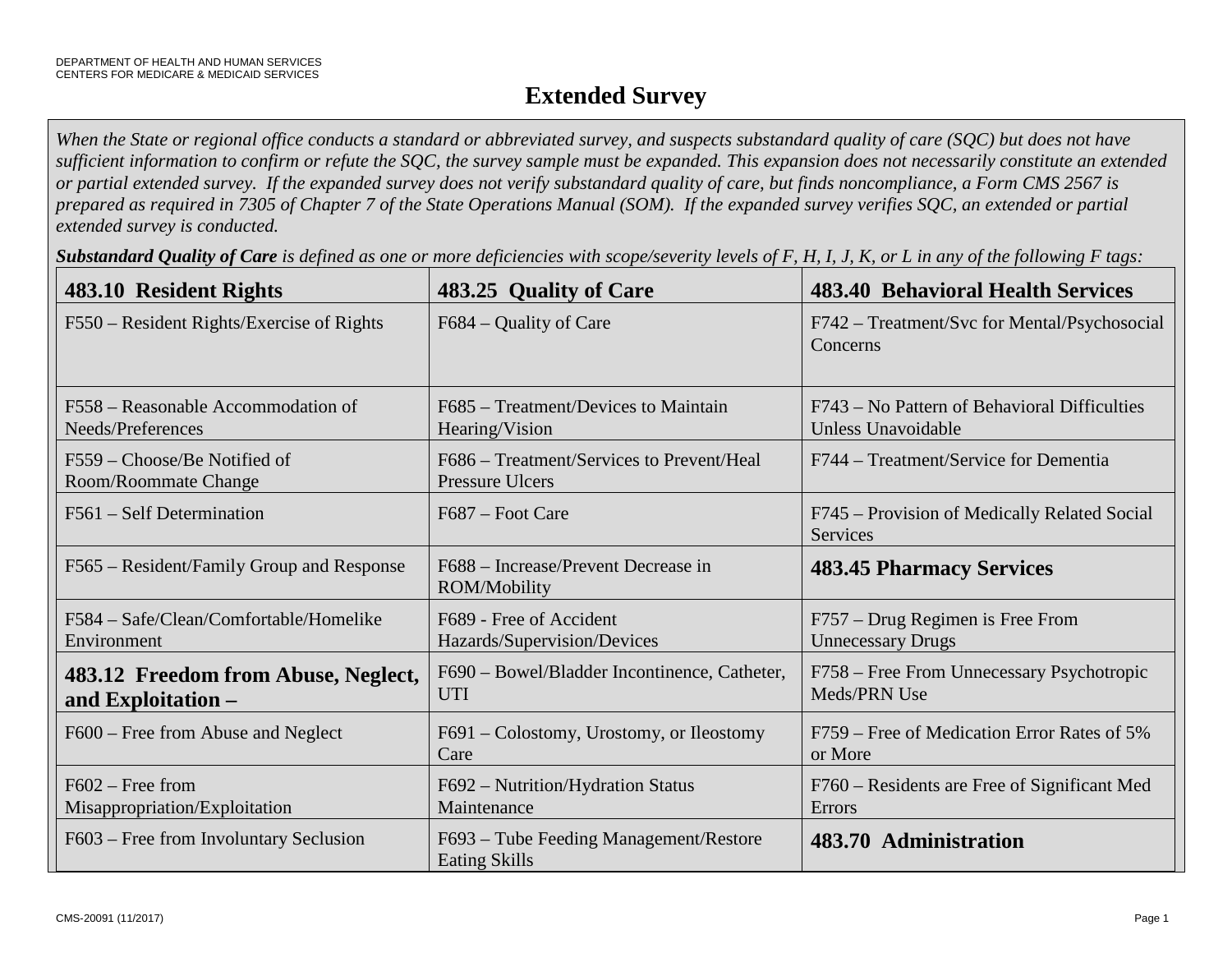DEPARTMENT OF HEALTH AND HUMAN SERVICES
CENTERS FOR MEDICARE & MEDICAID SERVICES

# Extended Survey

*When the State or regional office conducts a standard or abbreviated survey, and suspects substandard quality of care (SQC) but does not have sufficient information to confirm or refute the SQC, the survey sample must be expanded. This expansion does not necessarily constitute an extended or partial extended survey. If the expanded survey does not verify substandard quality of care, but finds noncompliance, a Form CMS 2567 is prepared as required in 7305 of Chapter 7 of the State Operations Manual (SOM). If the expanded survey verifies SQC, an extended or partial extended survey is conducted.*

***Substandard Quality of Care** is defined as one or more deficiencies with scope/severity levels of F, H, I, J, K, or L in any of the following F tags:*

| **483.10 Resident Rights** | **483.25 Quality of Care** | **483.40 Behavioral Health Services** |
|---|---|---|
| F550 – Resident Rights/Exercise of Rights | F684 – Quality of Care | F742 – Treatment/Svc for Mental/Psychosocial Concerns |
| F558 – Reasonable Accommodation of Needs/Preferences | F685 – Treatment/Devices to Maintain Hearing/Vision | F743 – No Pattern of Behavioral Difficulties Unless Unavoidable |
| F559 – Choose/Be Notified of Room/Roommate Change | F686 – Treatment/Services to Prevent/Heal Pressure Ulcers | F744 – Treatment/Service for Dementia |
| F561 – Self Determination | F687 – Foot Care | F745 – Provision of Medically Related Social Services |
| F565 – Resident/Family Group and Response | F688 – Increase/Prevent Decrease in ROM/Mobility | **483.45 Pharmacy Services** |
| F584 – Safe/Clean/Comfortable/Homelike Environment | F689 - Free of Accident Hazards/Supervision/Devices | F757 – Drug Regimen is Free From Unnecessary Drugs |
| **483.12 Freedom from Abuse, Neglect, and Exploitation –** | F690 – Bowel/Bladder Incontinence, Catheter, UTI | F758 – Free From Unnecessary Psychotropic Meds/PRN Use |
| F600 – Free from Abuse and Neglect | F691 – Colostomy, Urostomy, or Ileostomy Care | F759 – Free of Medication Error Rates of 5% or More |
| F602 – Free from Misappropriation/Exploitation | F692 – Nutrition/Hydration Status Maintenance | F760 – Residents are Free of Significant Med Errors |
| F603 – Free from Involuntary Seclusion | F693 – Tube Feeding Management/Restore Eating Skills | **483.70 Administration** |

CMS-20091 (11/2017)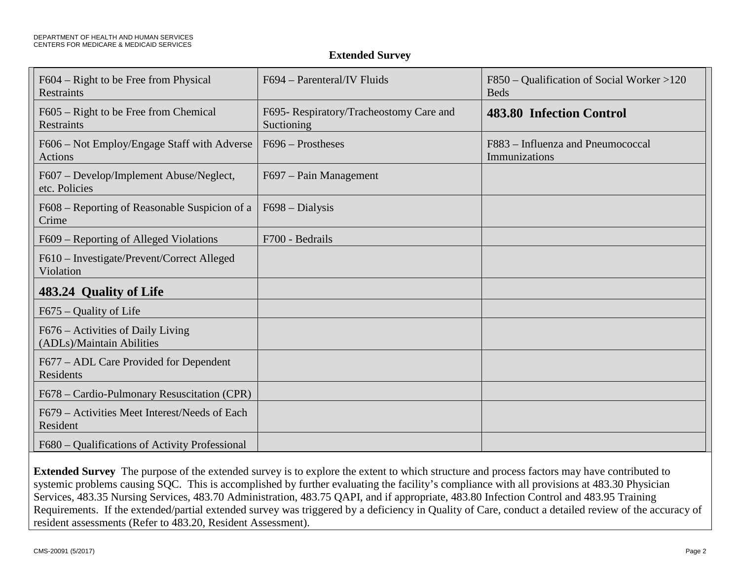## Extended Survey

| | | |
|---|---|---|
| F604 – Right to be Free from Physical Restraints | F694 – Parenteral/IV Fluids | F850 – Qualification of Social Worker >120 Beds |
| F605 – Right to be Free from Chemical Restraints | F695- Respiratory/Tracheostomy Care and Suctioning | **483.80 Infection Control** |
| F606 – Not Employ/Engage Staff with Adverse Actions | F696 – Prostheses | F883 – Influenza and Pneumococcal Immunizations |
| F607 – Develop/Implement Abuse/Neglect, etc. Policies | F697 – Pain Management | |
| F608 – Reporting of Reasonable Suspicion of a Crime | F698 – Dialysis | |
| F609 – Reporting of Alleged Violations | F700 - Bedrails | |
| F610 – Investigate/Prevent/Correct Alleged Violation | | |
| **483.24 Quality of Life** | | |
| F675 – Quality of Life | | |
| F676 – Activities of Daily Living (ADLs)/Maintain Abilities | | |
| F677 – ADL Care Provided for Dependent Residents | | |
| F678 – Cardio-Pulmonary Resuscitation (CPR) | | |
| F679 – Activities Meet Interest/Needs of Each Resident | | |
| F680 – Qualifications of Activity Professional | | |

**Extended Survey** The purpose of the extended survey is to explore the extent to which structure and process factors may have contributed to systemic problems causing SQC. This is accomplished by further evaluating the facility's compliance with all provisions at 483.30 Physician Services, 483.35 Nursing Services, 483.70 Administration, 483.75 QAPI, and if appropriate, 483.80 Infection Control and 483.95 Training Requirements. If the extended/partial extended survey was triggered by a deficiency in Quality of Care, conduct a detailed review of the accuracy of resident assessments (Refer to 483.20, Resident Assessment).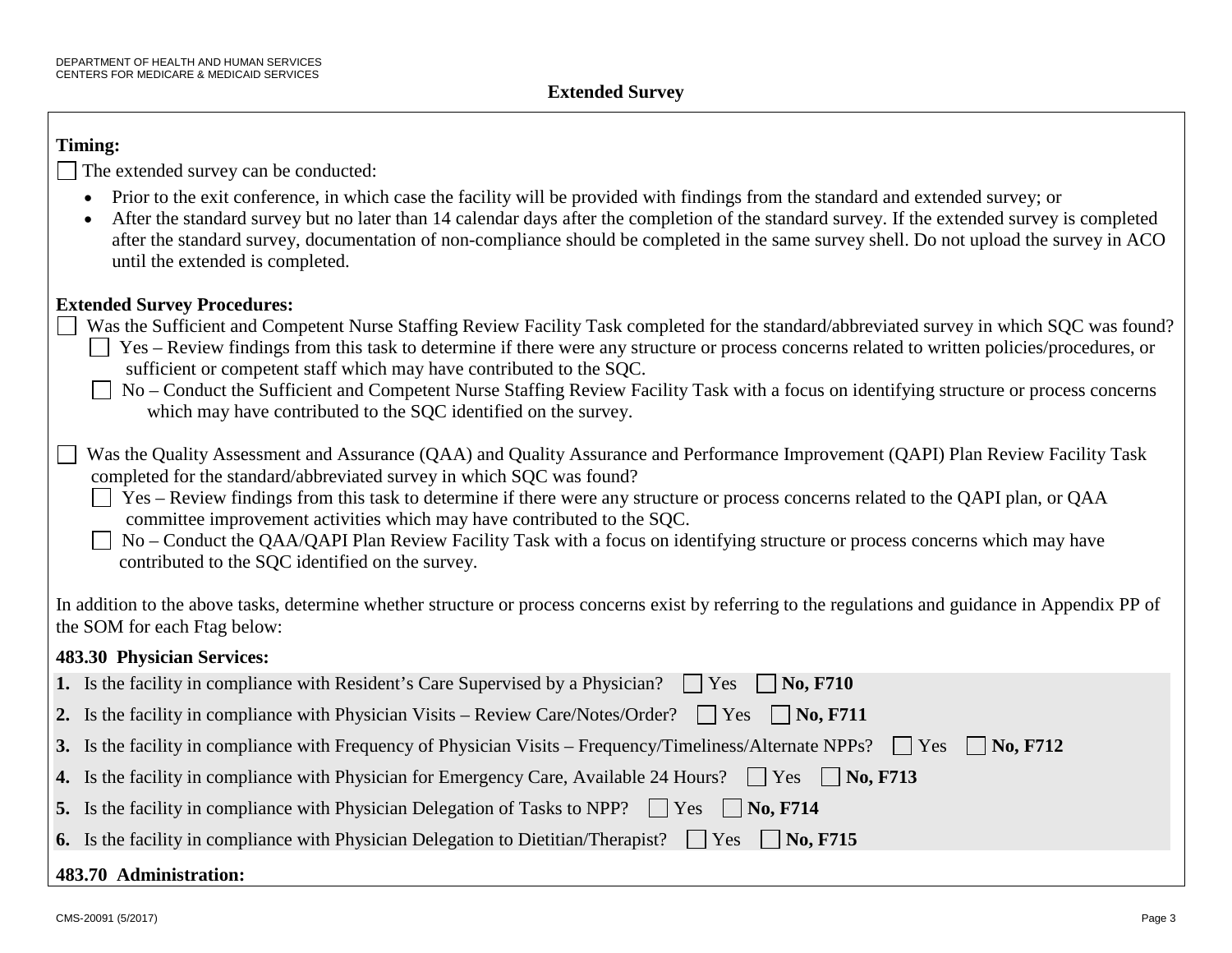## Extended Survey

**Timing:**

☐ The extended survey can be conducted:

- Prior to the exit conference, in which case the facility will be provided with findings from the standard and extended survey; or
- After the standard survey but no later than 14 calendar days after the completion of the standard survey. If the extended survey is completed after the standard survey, documentation of non-compliance should be completed in the same survey shell. Do not upload the survey in ACO until the extended is completed.

**Extended Survey Procedures:**

☐ Was the Sufficient and Competent Nurse Staffing Review Facility Task completed for the standard/abbreviated survey in which SQC was found?

- ☐ Yes – Review findings from this task to determine if there were any structure or process concerns related to written policies/procedures, or sufficient or competent staff which may have contributed to the SQC.
- ☐ No – Conduct the Sufficient and Competent Nurse Staffing Review Facility Task with a focus on identifying structure or process concerns which may have contributed to the SQC identified on the survey.

☐ Was the Quality Assessment and Assurance (QAA) and Quality Assurance and Performance Improvement (QAPI) Plan Review Facility Task completed for the standard/abbreviated survey in which SQC was found?

- ☐ Yes – Review findings from this task to determine if there were any structure or process concerns related to the QAPI plan, or QAA committee improvement activities which may have contributed to the SQC.
- ☐ No – Conduct the QAA/QAPI Plan Review Facility Task with a focus on identifying structure or process concerns which may have contributed to the SQC identified on the survey.

In addition to the above tasks, determine whether structure or process concerns exist by referring to the regulations and guidance in Appendix PP of the SOM for each Ftag below:

**483.30 Physician Services:**

**1.** Is the facility in compliance with Resident's Care Supervised by a Physician? ☐ Yes ☐ **No, F710**

**2.** Is the facility in compliance with Physician Visits – Review Care/Notes/Order? ☐ Yes ☐ **No, F711**

**3.** Is the facility in compliance with Frequency of Physician Visits – Frequency/Timeliness/Alternate NPPs? ☐ Yes ☐ **No, F712**

**4.** Is the facility in compliance with Physician for Emergency Care, Available 24 Hours? ☐ Yes ☐ **No, F713**

**5.** Is the facility in compliance with Physician Delegation of Tasks to NPP? ☐ Yes ☐ **No, F714**

**6.** Is the facility in compliance with Physician Delegation to Dietitian/Therapist? ☐ Yes ☐ **No, F715**

**483.70 Administration:**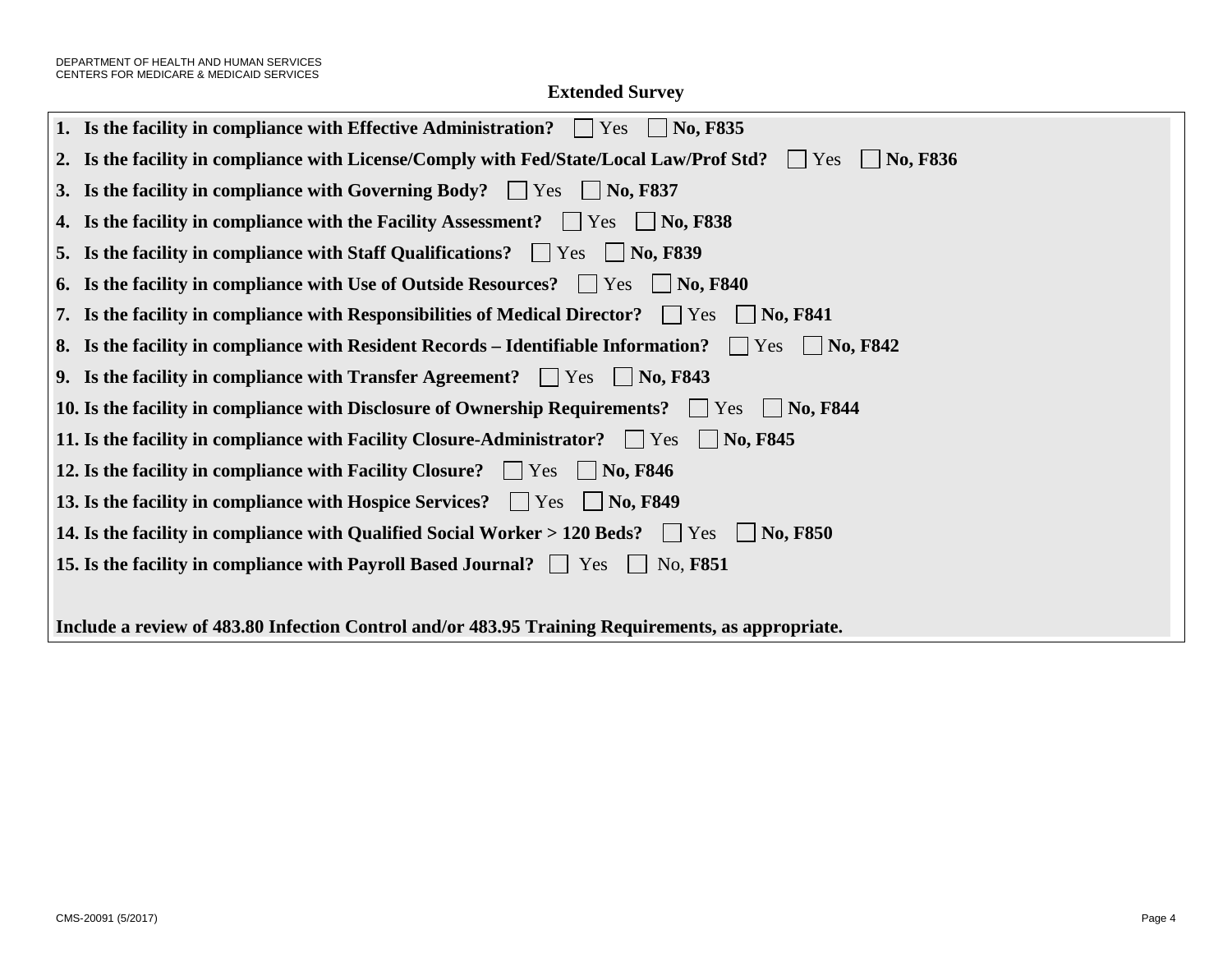DEPARTMENT OF HEALTH AND HUMAN SERVICES
CENTERS FOR MEDICARE & MEDICAID SERVICES

## Extended Survey

1. **Is the facility in compliance with Effective Administration?** ☐ Yes ☐ **No, F835**
2. **Is the facility in compliance with License/Comply with Fed/State/Local Law/Prof Std?** ☐ Yes ☐ **No, F836**
3. **Is the facility in compliance with Governing Body?** ☐ Yes ☐ **No, F837**
4. **Is the facility in compliance with the Facility Assessment?** ☐ Yes ☐ **No, F838**
5. **Is the facility in compliance with Staff Qualifications?** ☐ Yes ☐ **No, F839**
6. **Is the facility in compliance with Use of Outside Resources?** ☐ Yes ☐ **No, F840**
7. **Is the facility in compliance with Responsibilities of Medical Director?** ☐ Yes ☐ **No, F841**
8. **Is the facility in compliance with Resident Records – Identifiable Information?** ☐ Yes ☐ **No, F842**
9. **Is the facility in compliance with Transfer Agreement?** ☐ Yes ☐ **No, F843**
10. **Is the facility in compliance with Disclosure of Ownership Requirements?** ☐ Yes ☐ **No, F844**
11. **Is the facility in compliance with Facility Closure-Administrator?** ☐ Yes ☐ **No, F845**
12. **Is the facility in compliance with Facility Closure?** ☐ Yes ☐ **No, F846**
13. **Is the facility in compliance with Hospice Services?** ☐ Yes ☐ **No, F849**
14. **Is the facility in compliance with Qualified Social Worker > 120 Beds?** ☐ Yes ☐ **No, F850**
15. **Is the facility in compliance with Payroll Based Journal?** ☐ Yes ☐ No, **F851**

**Include a review of 483.80 Infection Control and/or 483.95 Training Requirements, as appropriate.**

CMS-20091 (5/2017)